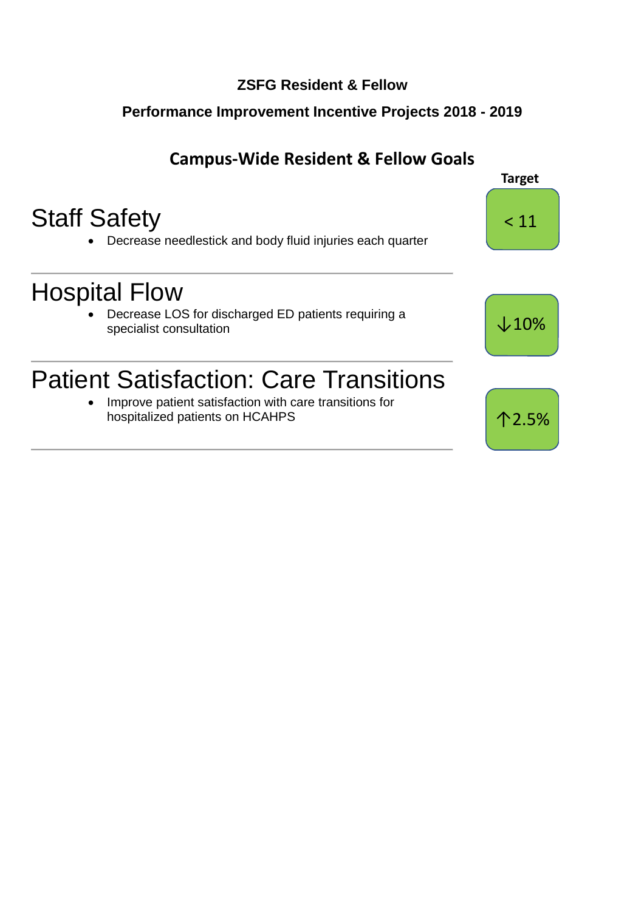**ZSFG Resident & Fellow**

**Performance Improvement Incentive Projects 2018 - 2019**

## Campus-Wide Resident & Fellow Goals

| Goal | Target |
| --- | --- |
| **Staff Safety**<br>• Decrease needlestick and body fluid injuries each quarter | < 11 |
| **Hospital Flow**<br>• Decrease LOS for discharged ED patients requiring a specialist consultation | ↓10% |
| **Patient Satisfaction: Care Transitions**<br>• Improve patient satisfaction with care transitions for hospitalized patients on HCAHPS | ↑2.5% |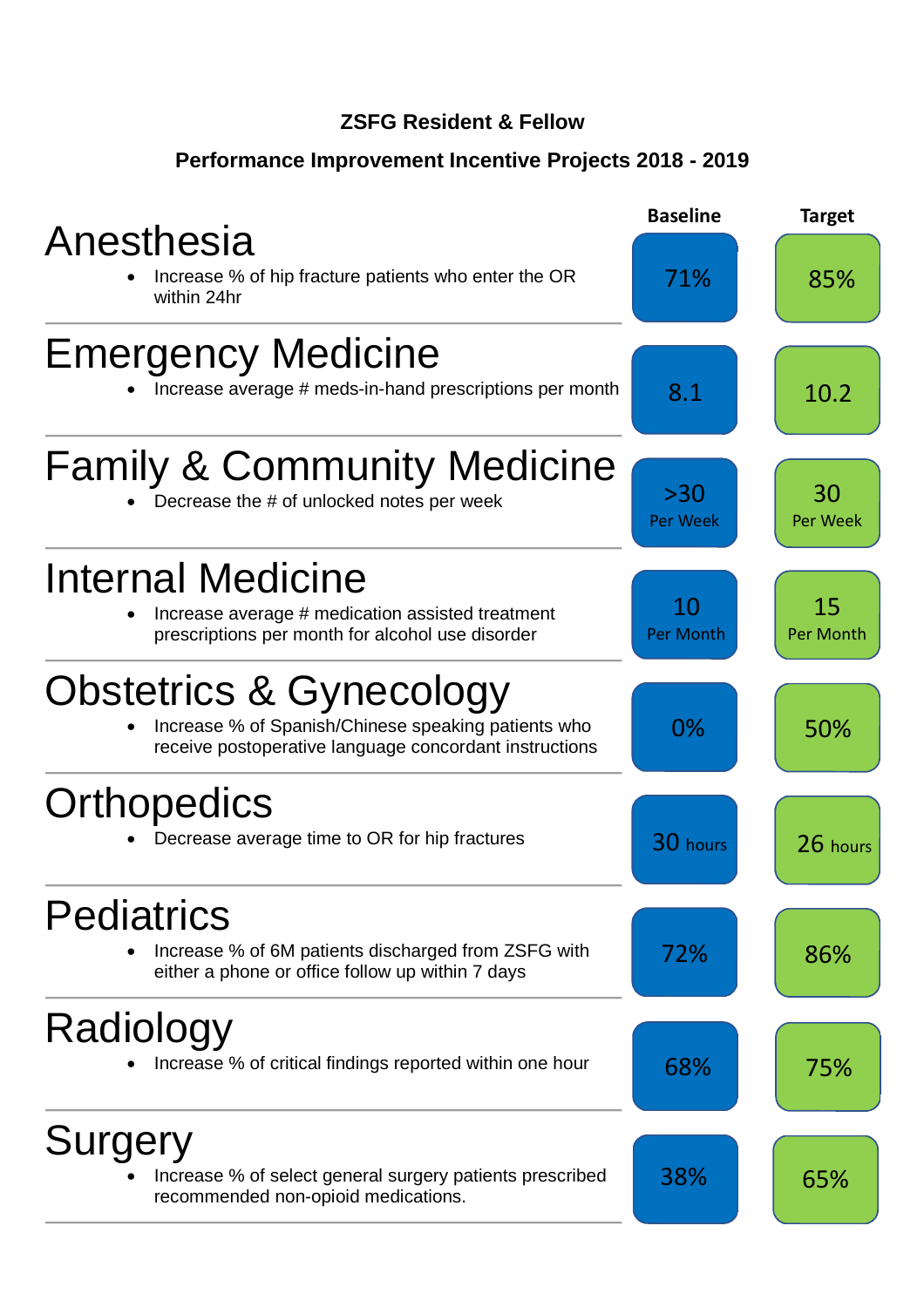**ZSFG Resident & Fellow**

**Performance Improvement Incentive Projects 2018 - 2019**

| Department / Project | Baseline | Target |
|---|---|---|
| **Anesthesia** — Increase % of hip fracture patients who enter the OR within 24hr | 71% | 85% |
| **Emergency Medicine** — Increase average # meds-in-hand prescriptions per month | 8.1 | 10.2 |
| **Family & Community Medicine** — Decrease the # of unlocked notes per week | >30 Per Week | 30 Per Week |
| **Internal Medicine** — Increase average # medication assisted treatment prescriptions per month for alcohol use disorder | 10 Per Month | 15 Per Month |
| **Obstetrics & Gynecology** — Increase % of Spanish/Chinese speaking patients who receive postoperative language concordant instructions | 0% | 50% |
| **Orthopedics** — Decrease average time to OR for hip fractures | 30 hours | 26 hours |
| **Pediatrics** — Increase % of 6M patients discharged from ZSFG with either a phone or office follow up within 7 days | 72% | 86% |
| **Radiology** — Increase % of critical findings reported within one hour | 68% | 75% |
| **Surgery** — Increase % of select general surgery patients prescribed recommended non-opioid medications. | 38% | 65% |